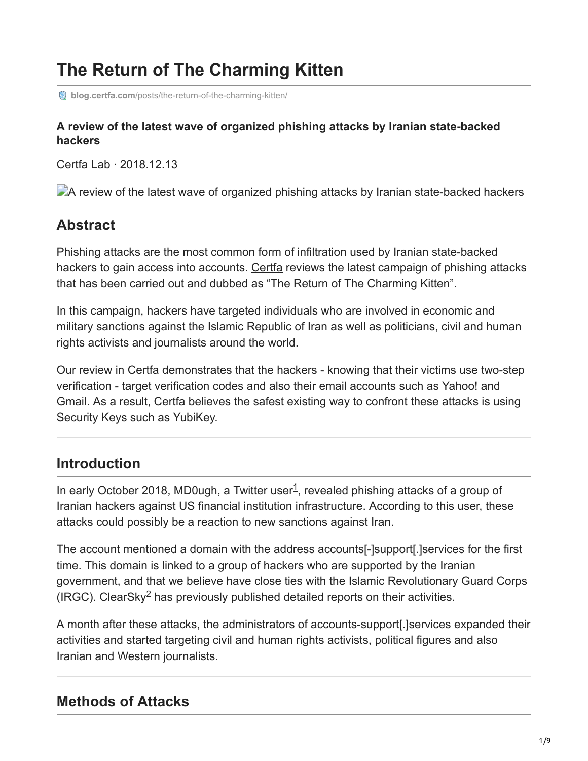# The Return of The Charming Kitten

blog.certfa.com/posts/the-return-of-the-charming-kitten/

**A review of the latest wave of organized phishing attacks by Iranian state-backed hackers**

Certfa Lab · 2018.12.13

A review of the latest wave of organized phishing attacks by Iranian state-backed hackers

## Abstract

Phishing attacks are the most common form of infiltration used by Iranian state-backed hackers to gain access into accounts. Certfa reviews the latest campaign of phishing attacks that has been carried out and dubbed as "The Return of The Charming Kitten".

In this campaign, hackers have targeted individuals who are involved in economic and military sanctions against the Islamic Republic of Iran as well as politicians, civil and human rights activists and journalists around the world.

Our review in Certfa demonstrates that the hackers - knowing that their victims use two-step verification - target verification codes and also their email accounts such as Yahoo! and Gmail. As a result, Certfa believes the safest existing way to confront these attacks is using Security Keys such as YubiKey.

## Introduction

In early October 2018, MD0ugh, a Twitter user[1], revealed phishing attacks of a group of Iranian hackers against US financial institution infrastructure. According to this user, these attacks could possibly be a reaction to new sanctions against Iran.

The account mentioned a domain with the address accounts[-]support[.]services for the first time. This domain is linked to a group of hackers who are supported by the Iranian government, and that we believe have close ties with the Islamic Revolutionary Guard Corps (IRGC). ClearSky[2] has previously published detailed reports on their activities.

A month after these attacks, the administrators of accounts-support[.]services expanded their activities and started targeting civil and human rights activists, political figures and also Iranian and Western journalists.

## Methods of Attacks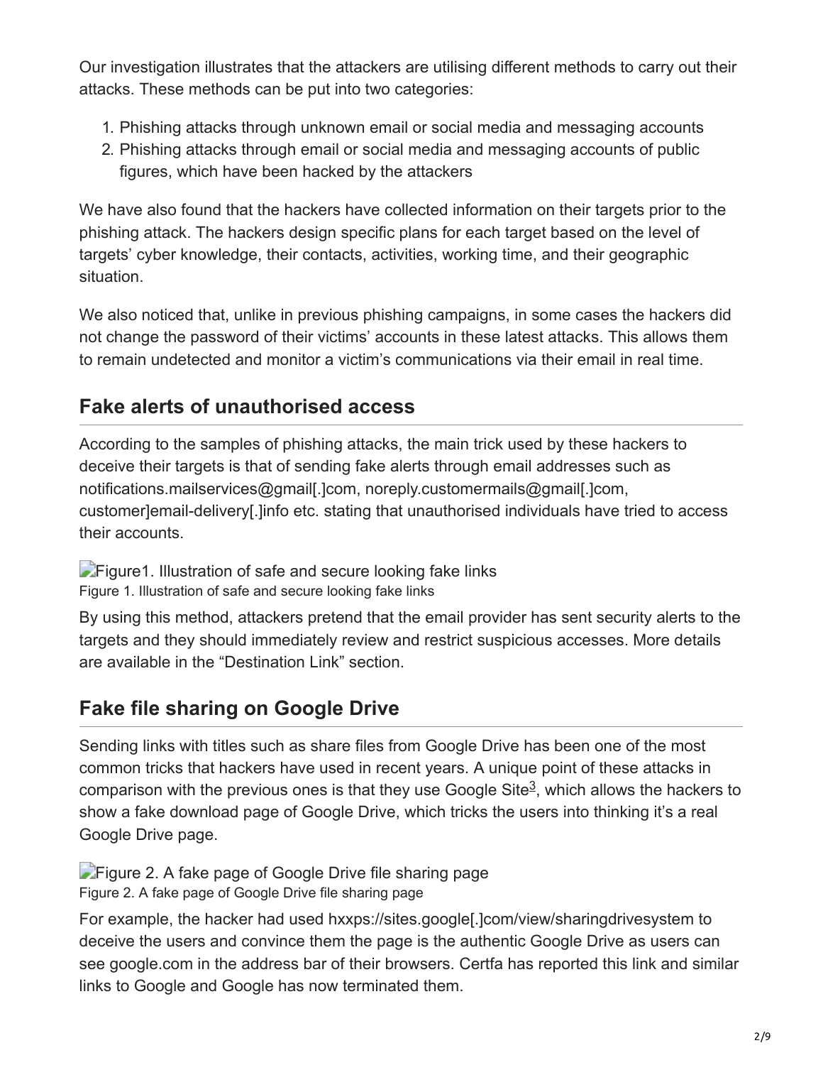Our investigation illustrates that the attackers are utilising different methods to carry out their attacks. These methods can be put into two categories:

1. Phishing attacks through unknown email or social media and messaging accounts
2. Phishing attacks through email or social media and messaging accounts of public figures, which have been hacked by the attackers

We have also found that the hackers have collected information on their targets prior to the phishing attack. The hackers design specific plans for each target based on the level of targets' cyber knowledge, their contacts, activities, working time, and their geographic situation.

We also noticed that, unlike in previous phishing campaigns, in some cases the hackers did not change the password of their victims' accounts in these latest attacks. This allows them to remain undetected and monitor a victim's communications via their email in real time.

## Fake alerts of unauthorised access

According to the samples of phishing attacks, the main trick used by these hackers to deceive their targets is that of sending fake alerts through email addresses such as notifications.mailservices@gmail[.]com, noreply.customermails@gmail[.]com, customer]email-delivery[.]info etc. stating that unauthorised individuals have tried to access their accounts.

Figure1. Illustration of safe and secure looking fake links

Figure 1. Illustration of safe and secure looking fake links

By using this method, attackers pretend that the email provider has sent security alerts to the targets and they should immediately review and restrict suspicious accesses. More details are available in the "Destination Link" section.

## Fake file sharing on Google Drive

Sending links with titles such as share files from Google Drive has been one of the most common tricks that hackers have used in recent years. A unique point of these attacks in comparison with the previous ones is that they use Google Site[3], which allows the hackers to show a fake download page of Google Drive, which tricks the users into thinking it's a real Google Drive page.

Figure 2. A fake page of Google Drive file sharing page

Figure 2. A fake page of Google Drive file sharing page

For example, the hacker had used hxxps://sites.google[.]com/view/sharingdrivesystem to deceive the users and convince them the page is the authentic Google Drive as users can see google.com in the address bar of their browsers. Certfa has reported this link and similar links to Google and Google has now terminated them.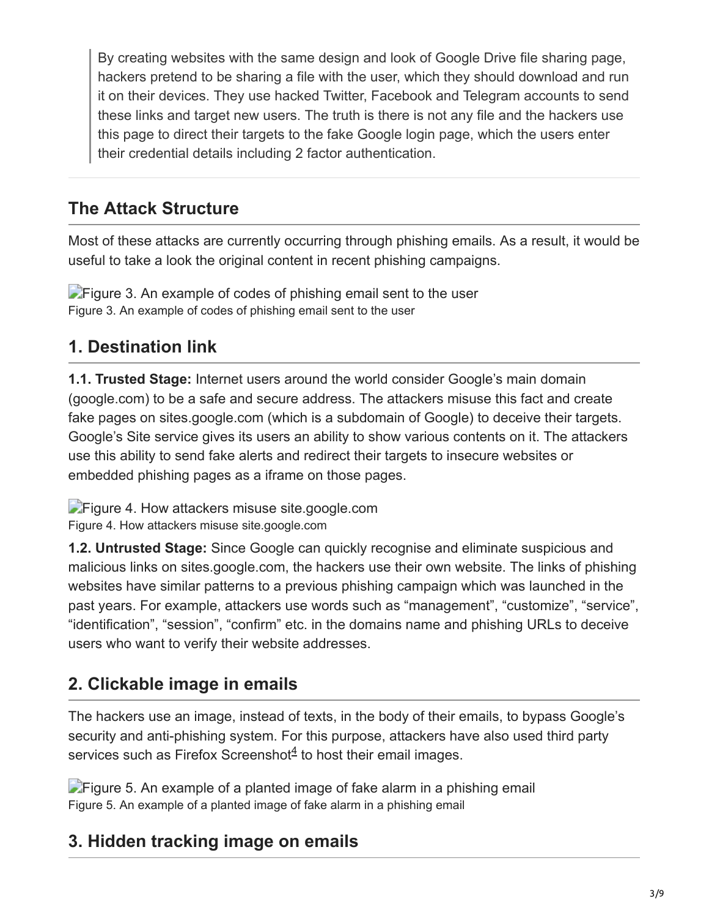> By creating websites with the same design and look of Google Drive file sharing page, hackers pretend to be sharing a file with the user, which they should download and run it on their devices. They use hacked Twitter, Facebook and Telegram accounts to send these links and target new users. The truth is there is not any file and the hackers use this page to direct their targets to the fake Google login page, which the users enter their credential details including 2 factor authentication.

## The Attack Structure

Most of these attacks are currently occurring through phishing emails. As a result, it would be useful to take a look the original content in recent phishing campaigns.

Figure 3. An example of codes of phishing email sent to the user

Figure 3. An example of codes of phishing email sent to the user

## 1. Destination link

**1.1. Trusted Stage:** Internet users around the world consider Google's main domain (google.com) to be a safe and secure address. The attackers misuse this fact and create fake pages on sites.google.com (which is a subdomain of Google) to deceive their targets. Google's Site service gives its users an ability to show various contents on it. The attackers use this ability to send fake alerts and redirect their targets to insecure websites or embedded phishing pages as a iframe on those pages.

Figure 4. How attackers misuse site.google.com

Figure 4. How attackers misuse site.google.com

**1.2. Untrusted Stage:** Since Google can quickly recognise and eliminate suspicious and malicious links on sites.google.com, the hackers use their own website. The links of phishing websites have similar patterns to a previous phishing campaign which was launched in the past years. For example, attackers use words such as "management", "customize", "service", "identification", "session", "confirm" etc. in the domains name and phishing URLs to deceive users who want to verify their website addresses.

## 2. Clickable image in emails

The hackers use an image, instead of texts, in the body of their emails, to bypass Google's security and anti-phishing system. For this purpose, attackers have also used third party services such as Firefox Screenshot[4] to host their email images.

Figure 5. An example of a planted image of fake alarm in a phishing email

Figure 5. An example of a planted image of fake alarm in a phishing email

## 3. Hidden tracking image on emails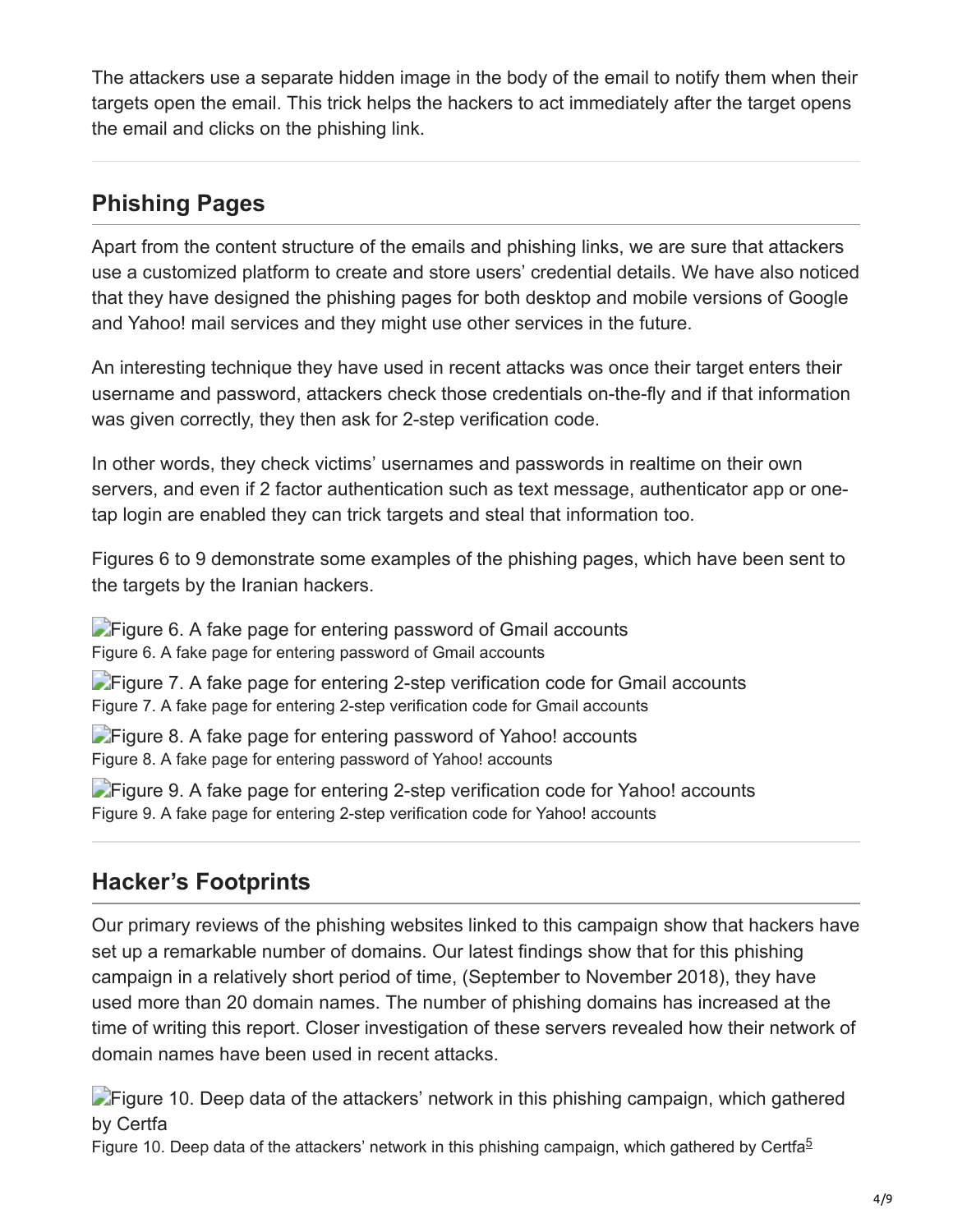The attackers use a separate hidden image in the body of the email to notify them when their targets open the email. This trick helps the hackers to act immediately after the target opens the email and clicks on the phishing link.

## Phishing Pages

Apart from the content structure of the emails and phishing links, we are sure that attackers use a customized platform to create and store users' credential details. We have also noticed that they have designed the phishing pages for both desktop and mobile versions of Google and Yahoo! mail services and they might use other services in the future.

An interesting technique they have used in recent attacks was once their target enters their username and password, attackers check those credentials on-the-fly and if that information was given correctly, they then ask for 2-step verification code.

In other words, they check victims' usernames and passwords in realtime on their own servers, and even if 2 factor authentication such as text message, authenticator app or one-tap login are enabled they can trick targets and steal that information too.

Figures 6 to 9 demonstrate some examples of the phishing pages, which have been sent to the targets by the Iranian hackers.

Figure 6. A fake page for entering password of Gmail accounts

Figure 6. A fake page for entering password of Gmail accounts

Figure 7. A fake page for entering 2-step verification code for Gmail accounts

Figure 7. A fake page for entering 2-step verification code for Gmail accounts

Figure 8. A fake page for entering password of Yahoo! accounts

Figure 8. A fake page for entering password of Yahoo! accounts

Figure 9. A fake page for entering 2-step verification code for Yahoo! accounts

Figure 9. A fake page for entering 2-step verification code for Yahoo! accounts

## Hacker's Footprints

Our primary reviews of the phishing websites linked to this campaign show that hackers have set up a remarkable number of domains. Our latest findings show that for this phishing campaign in a relatively short period of time, (September to November 2018), they have used more than 20 domain names. The number of phishing domains has increased at the time of writing this report. Closer investigation of these servers revealed how their network of domain names have been used in recent attacks.

Figure 10. Deep data of the attackers' network in this phishing campaign, which gathered by Certfa

Figure 10. Deep data of the attackers' network in this phishing campaign, which gathered by Certfa[5]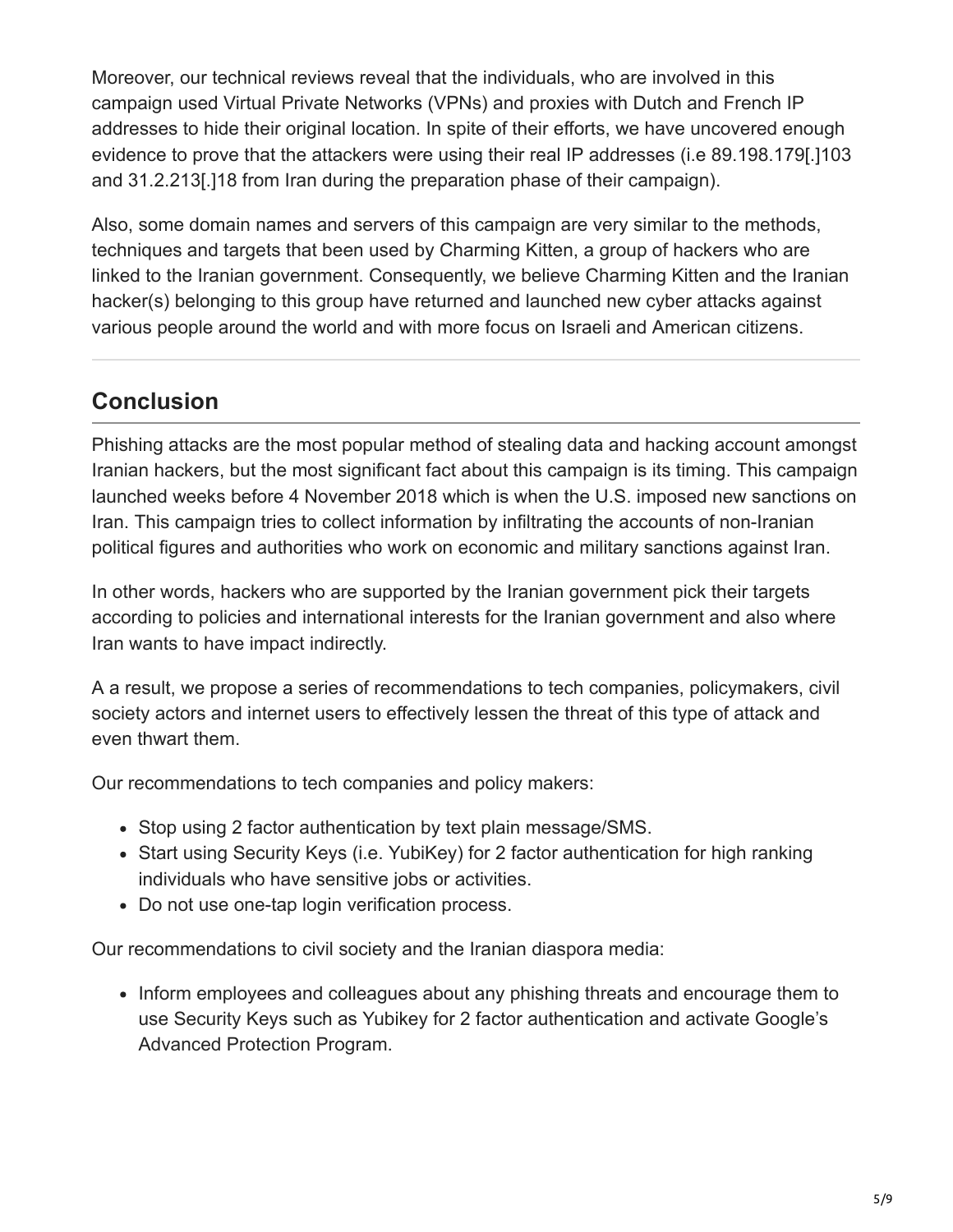Moreover, our technical reviews reveal that the individuals, who are involved in this campaign used Virtual Private Networks (VPNs) and proxies with Dutch and French IP addresses to hide their original location. In spite of their efforts, we have uncovered enough evidence to prove that the attackers were using their real IP addresses (i.e 89.198.179[.]103 and 31.2.213[.]18 from Iran during the preparation phase of their campaign).

Also, some domain names and servers of this campaign are very similar to the methods, techniques and targets that been used by Charming Kitten, a group of hackers who are linked to the Iranian government. Consequently, we believe Charming Kitten and the Iranian hacker(s) belonging to this group have returned and launched new cyber attacks against various people around the world and with more focus on Israeli and American citizens.

## Conclusion

Phishing attacks are the most popular method of stealing data and hacking account amongst Iranian hackers, but the most significant fact about this campaign is its timing. This campaign launched weeks before 4 November 2018 which is when the U.S. imposed new sanctions on Iran. This campaign tries to collect information by infiltrating the accounts of non-Iranian political figures and authorities who work on economic and military sanctions against Iran.

In other words, hackers who are supported by the Iranian government pick their targets according to policies and international interests for the Iranian government and also where Iran wants to have impact indirectly.

A a result, we propose a series of recommendations to tech companies, policymakers, civil society actors and internet users to effectively lessen the threat of this type of attack and even thwart them.

Our recommendations to tech companies and policy makers:

- Stop using 2 factor authentication by text plain message/SMS.
- Start using Security Keys (i.e. YubiKey) for 2 factor authentication for high ranking individuals who have sensitive jobs or activities.
- Do not use one-tap login verification process.

Our recommendations to civil society and the Iranian diaspora media:

- Inform employees and colleagues about any phishing threats and encourage them to use Security Keys such as Yubikey for 2 factor authentication and activate Google's Advanced Protection Program.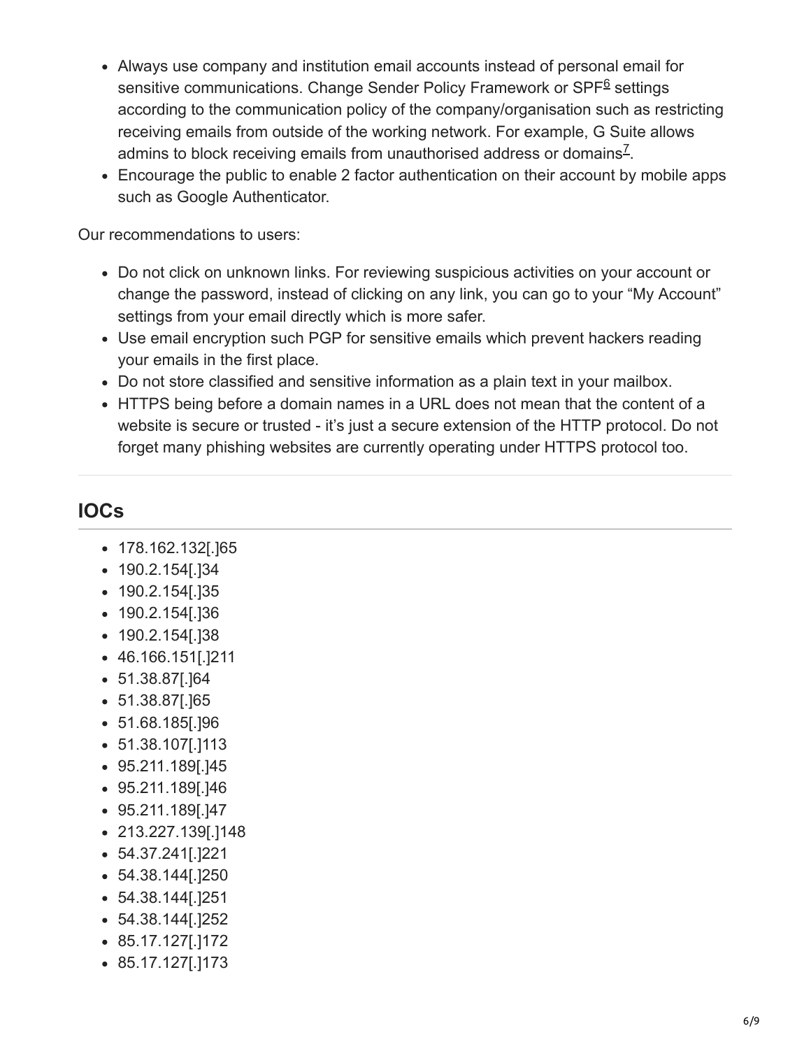- Always use company and institution email accounts instead of personal email for sensitive communications. Change Sender Policy Framework or SPF[6] settings according to the communication policy of the company/organisation such as restricting receiving emails from outside of the working network. For example, G Suite allows admins to block receiving emails from unauthorised address or domains[7].
- Encourage the public to enable 2 factor authentication on their account by mobile apps such as Google Authenticator.

Our recommendations to users:

- Do not click on unknown links. For reviewing suspicious activities on your account or change the password, instead of clicking on any link, you can go to your “My Account” settings from your email directly which is more safer.
- Use email encryption such PGP for sensitive emails which prevent hackers reading your emails in the first place.
- Do not store classified and sensitive information as a plain text in your mailbox.
- HTTPS being before a domain names in a URL does not mean that the content of a website is secure or trusted - it’s just a secure extension of the HTTP protocol. Do not forget many phishing websites are currently operating under HTTPS protocol too.

## IOCs

- 178.162.132[.]65
- 190.2.154[.]34
- 190.2.154[.]35
- 190.2.154[.]36
- 190.2.154[.]38
- 46.166.151[.]211
- 51.38.87[.]64
- 51.38.87[.]65
- 51.68.185[.]96
- 51.38.107[.]113
- 95.211.189[.]45
- 95.211.189[.]46
- 95.211.189[.]47
- 213.227.139[.]148
- 54.37.241[.]221
- 54.38.144[.]250
- 54.38.144[.]251
- 54.38.144[.]252
- 85.17.127[.]172
- 85.17.127[.]173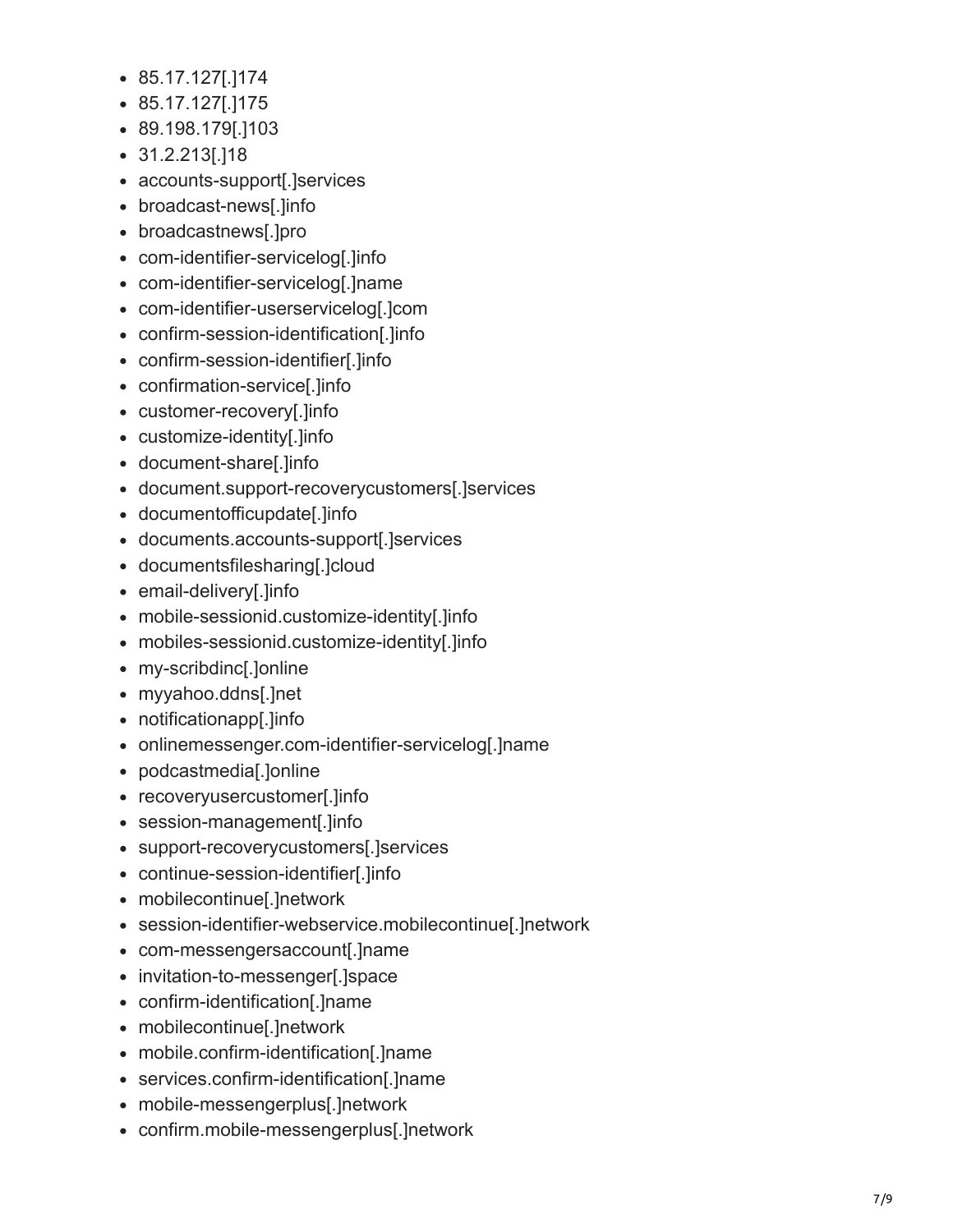- 85.17.127[.]174
- 85.17.127[.]175
- 89.198.179[.]103
- 31.2.213[.]18
- accounts-support[.]services
- broadcast-news[.]info
- broadcastnews[.]pro
- com-identifier-servicelog[.]info
- com-identifier-servicelog[.]name
- com-identifier-userservicelog[.]com
- confirm-session-identification[.]info
- confirm-session-identifier[.]info
- confirmation-service[.]info
- customer-recovery[.]info
- customize-identity[.]info
- document-share[.]info
- document.support-recoverycustomers[.]services
- documentofficupdate[.]info
- documents.accounts-support[.]services
- documentsfilesharing[.]cloud
- email-delivery[.]info
- mobile-sessionid.customize-identity[.]info
- mobiles-sessionid.customize-identity[.]info
- my-scribdinc[.]online
- myyahoo.ddns[.]net
- notificationapp[.]info
- onlinemessenger.com-identifier-servicelog[.]name
- podcastmedia[.]online
- recoveryusercustomer[.]info
- session-management[.]info
- support-recoverycustomers[.]services
- continue-session-identifier[.]info
- mobilecontinue[.]network
- session-identifier-webservice.mobilecontinue[.]network
- com-messengersaccount[.]name
- invitation-to-messenger[.]space
- confirm-identification[.]name
- mobilecontinue[.]network
- mobile.confirm-identification[.]name
- services.confirm-identification[.]name
- mobile-messengerplus[.]network
- confirm.mobile-messengerplus[.]network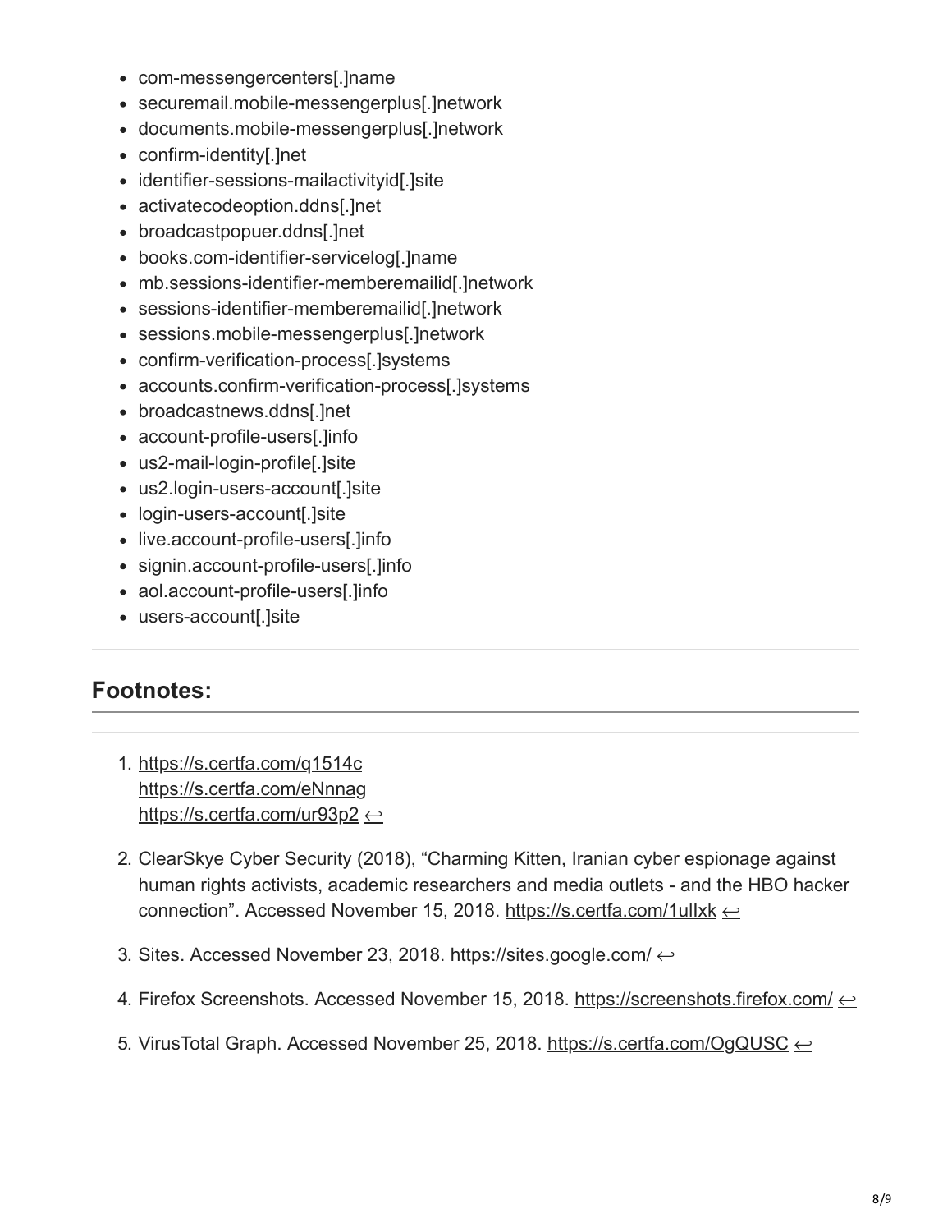- com-messengercenters[.]name
- securemail.mobile-messengerplus[.]network
- documents.mobile-messengerplus[.]network
- confirm-identity[.]net
- identifier-sessions-mailactivityid[.]site
- activatecodeoption.ddns[.]net
- broadcastpopuer.ddns[.]net
- books.com-identifier-servicelog[.]name
- mb.sessions-identifier-memberemailid[.]network
- sessions-identifier-memberemailid[.]network
- sessions.mobile-messengerplus[.]network
- confirm-verification-process[.]systems
- accounts.confirm-verification-process[.]systems
- broadcastnews.ddns[.]net
- account-profile-users[.]info
- us2-mail-login-profile[.]site
- us2.login-users-account[.]site
- login-users-account[.]site
- live.account-profile-users[.]info
- signin.account-profile-users[.]info
- aol.account-profile-users[.]info
- users-account[.]site

---

## Footnotes:

1. https://s.certfa.com/q1514c
   https://s.certfa.com/eNnnag
   https://s.certfa.com/ur93p2 ↩

2. ClearSkye Cyber Security (2018), "Charming Kitten, Iranian cyber espionage against human rights activists, academic researchers and media outlets - and the HBO hacker connection". Accessed November 15, 2018. https://s.certfa.com/1ulIxk ↩

3. Sites. Accessed November 23, 2018. https://sites.google.com/ ↩

4. Firefox Screenshots. Accessed November 15, 2018. https://screenshots.firefox.com/ ↩

5. VirusTotal Graph. Accessed November 25, 2018. https://s.certfa.com/OgQUSC ↩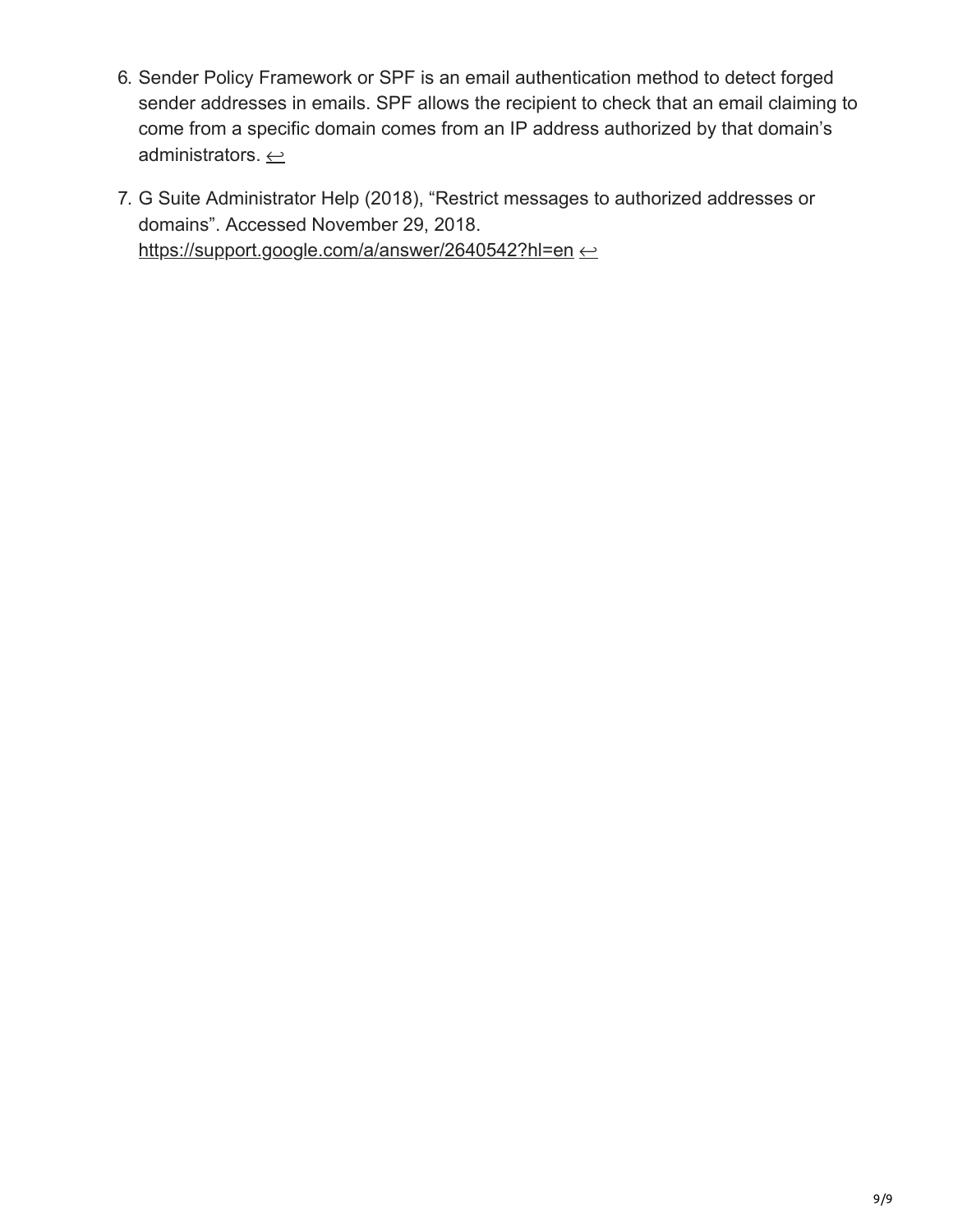6. Sender Policy Framework or SPF is an email authentication method to detect forged sender addresses in emails. SPF allows the recipient to check that an email claiming to come from a specific domain comes from an IP address authorized by that domain's administrators. ↩

7. G Suite Administrator Help (2018), "Restrict messages to authorized addresses or domains". Accessed November 29, 2018. https://support.google.com/a/answer/2640542?hl=en ↩